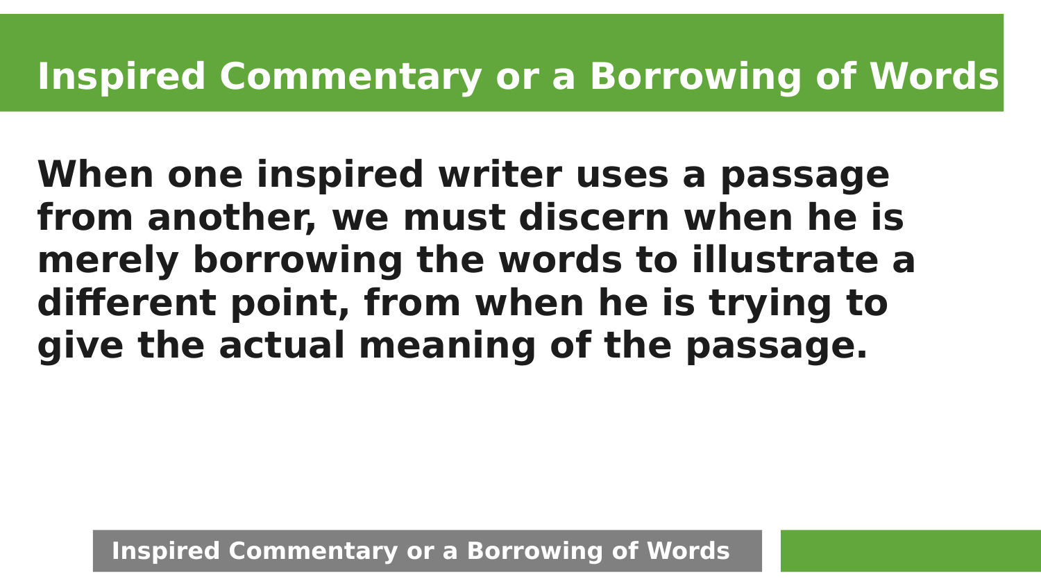# Inspired Commentary or a Borrowing of Words

**When one inspired writer uses a passage from another, we must discern when he is merely borrowing the words to illustrate a different point, from when he is trying to give the actual meaning of the passage.**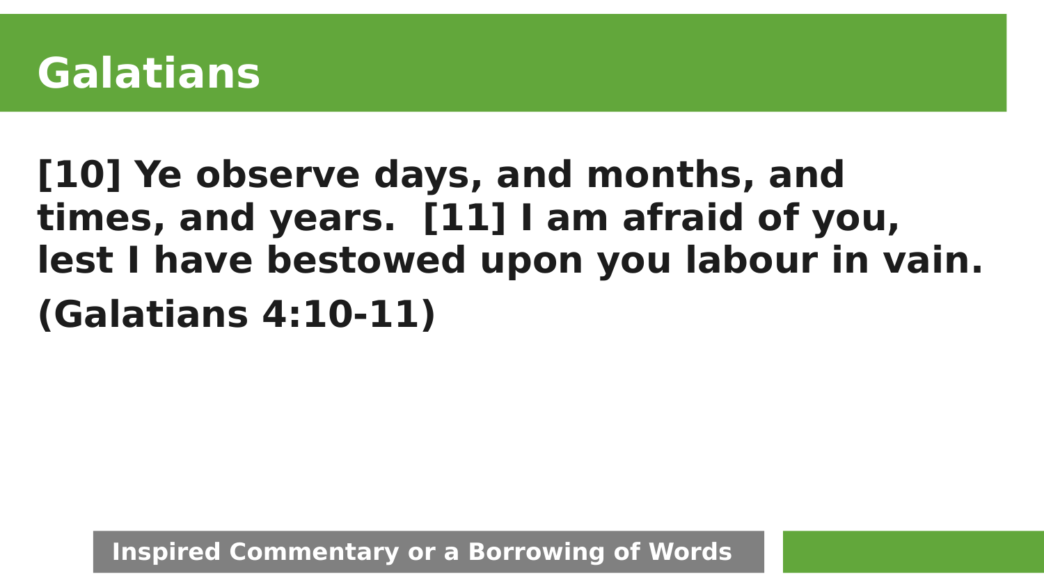# Galatians

**[10] Ye observe days, and months, and times, and years.  [11] I am afraid of you, lest I have bestowed upon you labour in vain.**

**(Galatians 4:10-11)**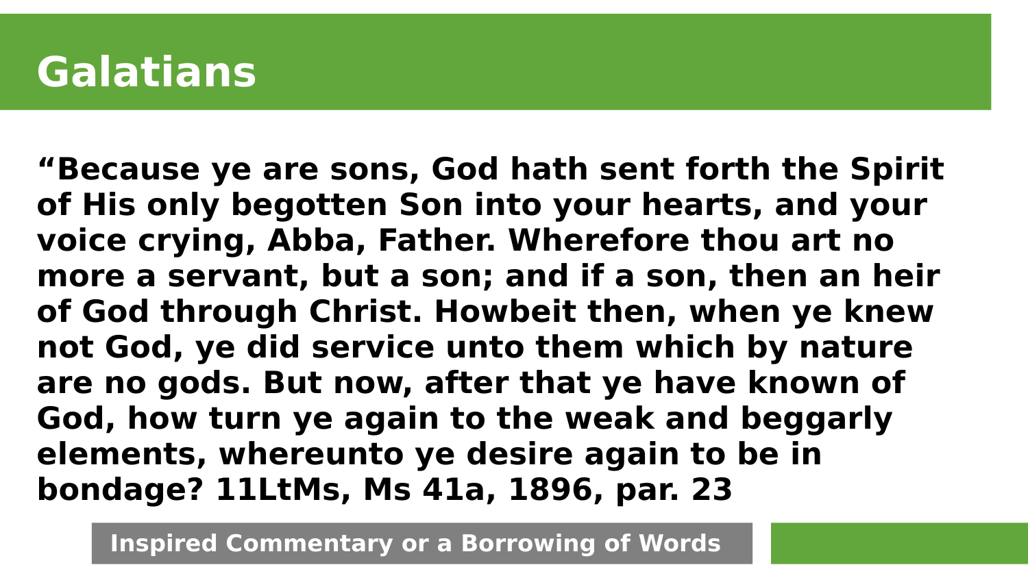# Galatians

**“Because ye are sons, God hath sent forth the Spirit of His only begotten Son into your hearts, and your voice crying, Abba, Father. Wherefore thou art no more a servant, but a son; and if a son, then an heir of God through Christ. Howbeit then, when ye knew not God, ye did service unto them which by nature are no gods. But now, after that ye have known of God, how turn ye again to the weak and beggarly elements, whereunto ye desire again to be in bondage? 11LtMs, Ms 41a, 1896, par. 23**

**Inspired Commentary or a Borrowing of Words**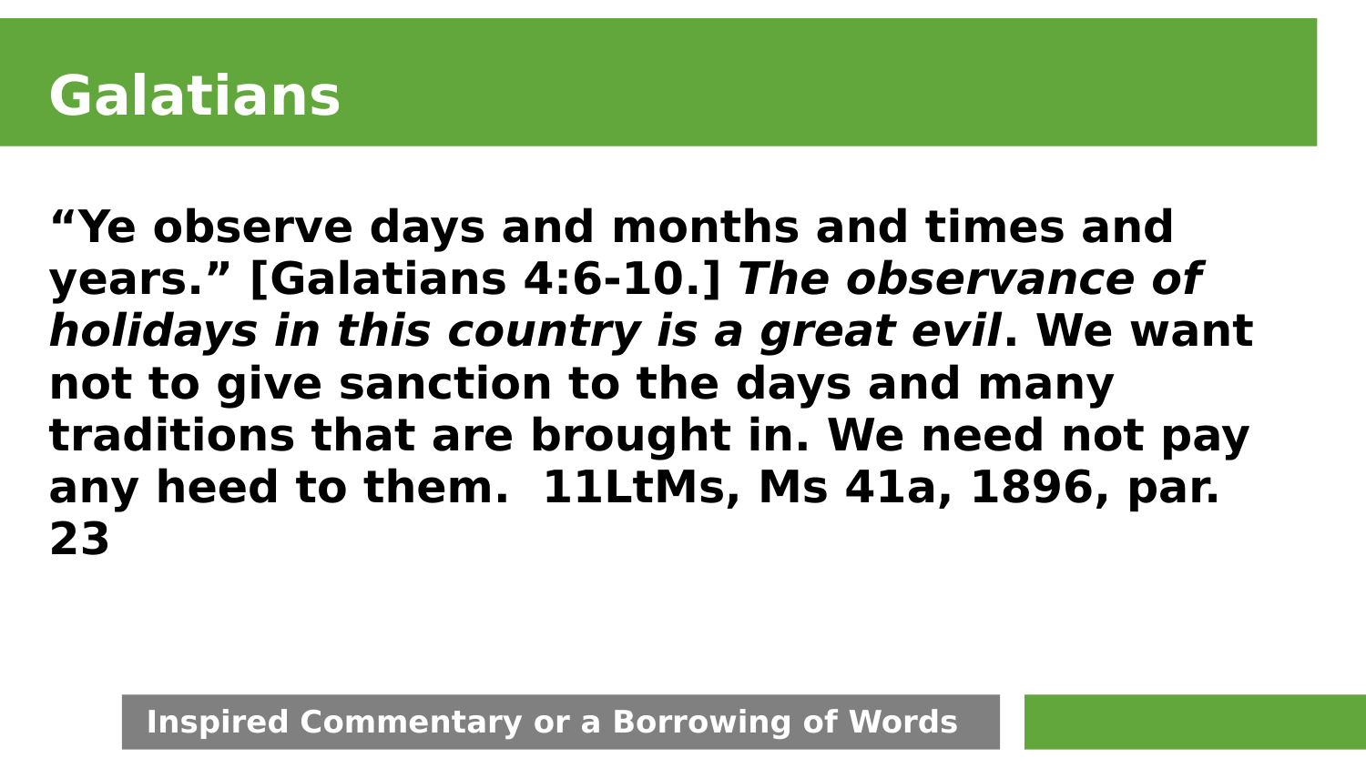# Galatians

**“Ye observe days and months and times and years.” [Galatians 4:6-10.] *The observance of holidays in this country is a great evil*. We want not to give sanction to the days and many traditions that are brought in. We need not pay any heed to them. 11LtMs, Ms 41a, 1896, par. 23**

**Inspired Commentary or a Borrowing of Words**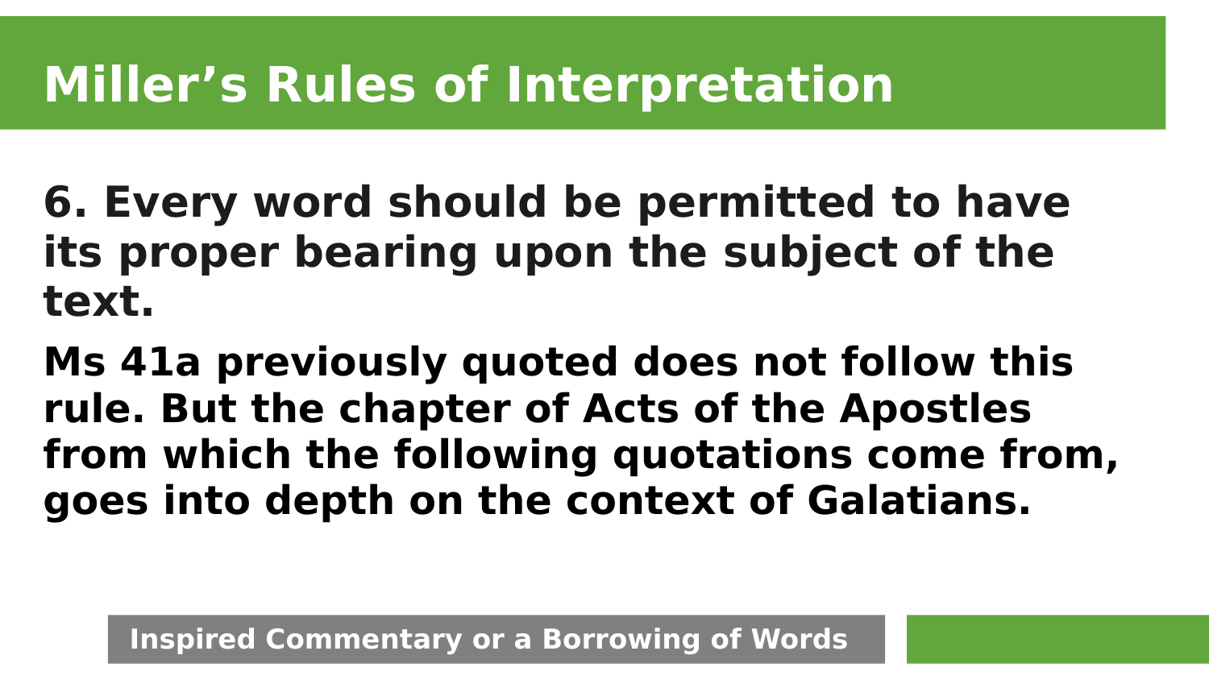# Miller's Rules of Interpretation

**6. Every word should be permitted to have its proper bearing upon the subject of the text.**

**Ms 41a previously quoted does not follow this rule. But the chapter of Acts of the Apostles from which the following quotations come from, goes into depth on the context of Galatians.**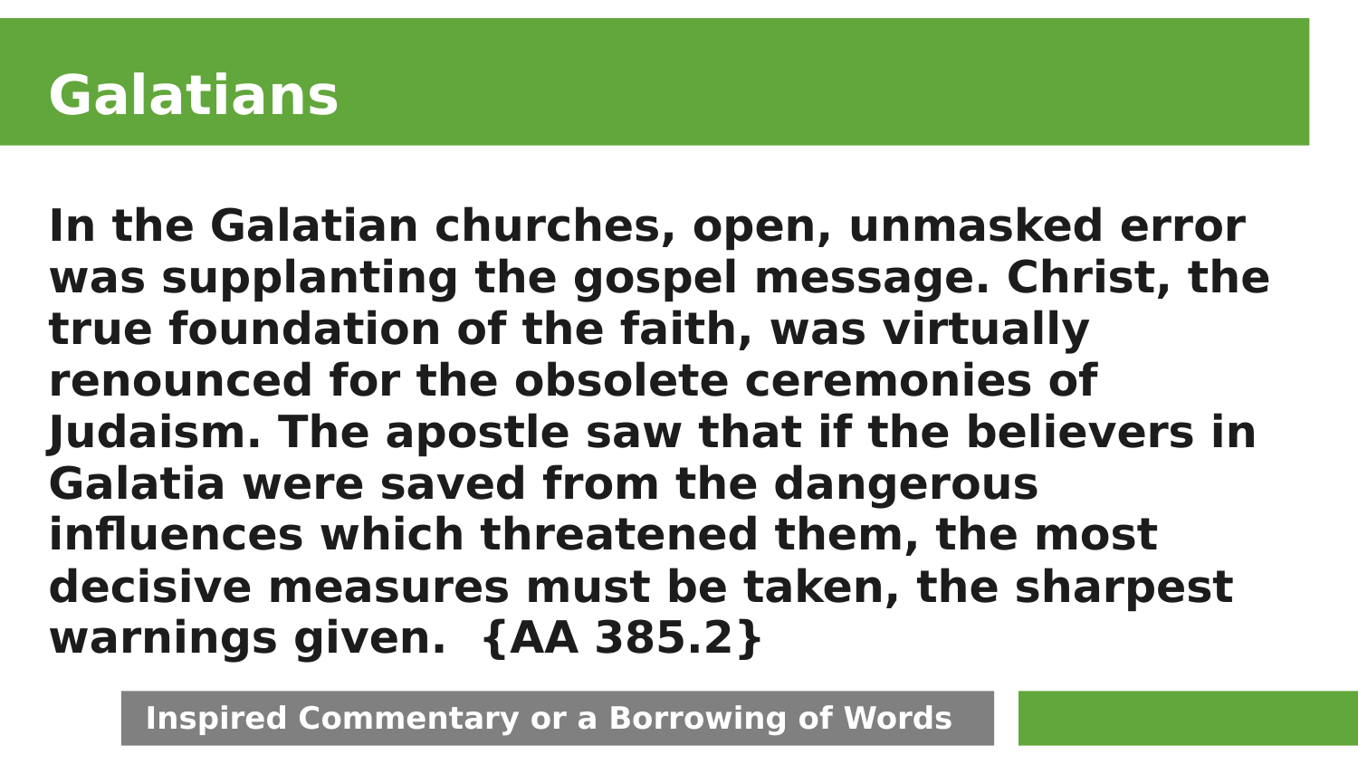# Galatians

**In the Galatian churches, open, unmasked error was supplanting the gospel message. Christ, the true foundation of the faith, was virtually renounced for the obsolete ceremonies of Judaism. The apostle saw that if the believers in Galatia were saved from the dangerous influences which threatened them, the most decisive measures must be taken, the sharpest warnings given. {AA 385.2}**

Inspired Commentary or a Borrowing of Words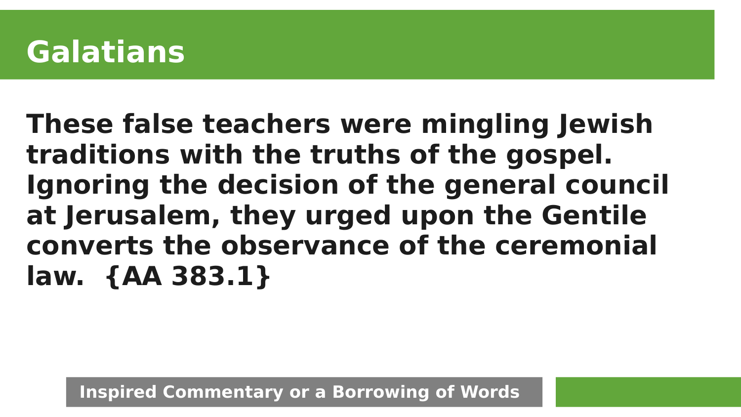# Galatians

**These false teachers were mingling Jewish traditions with the truths of the gospel. Ignoring the decision of the general council at Jerusalem, they urged upon the Gentile converts the observance of the ceremonial law. {AA 383.1}**

**Inspired Commentary or a Borrowing of Words**